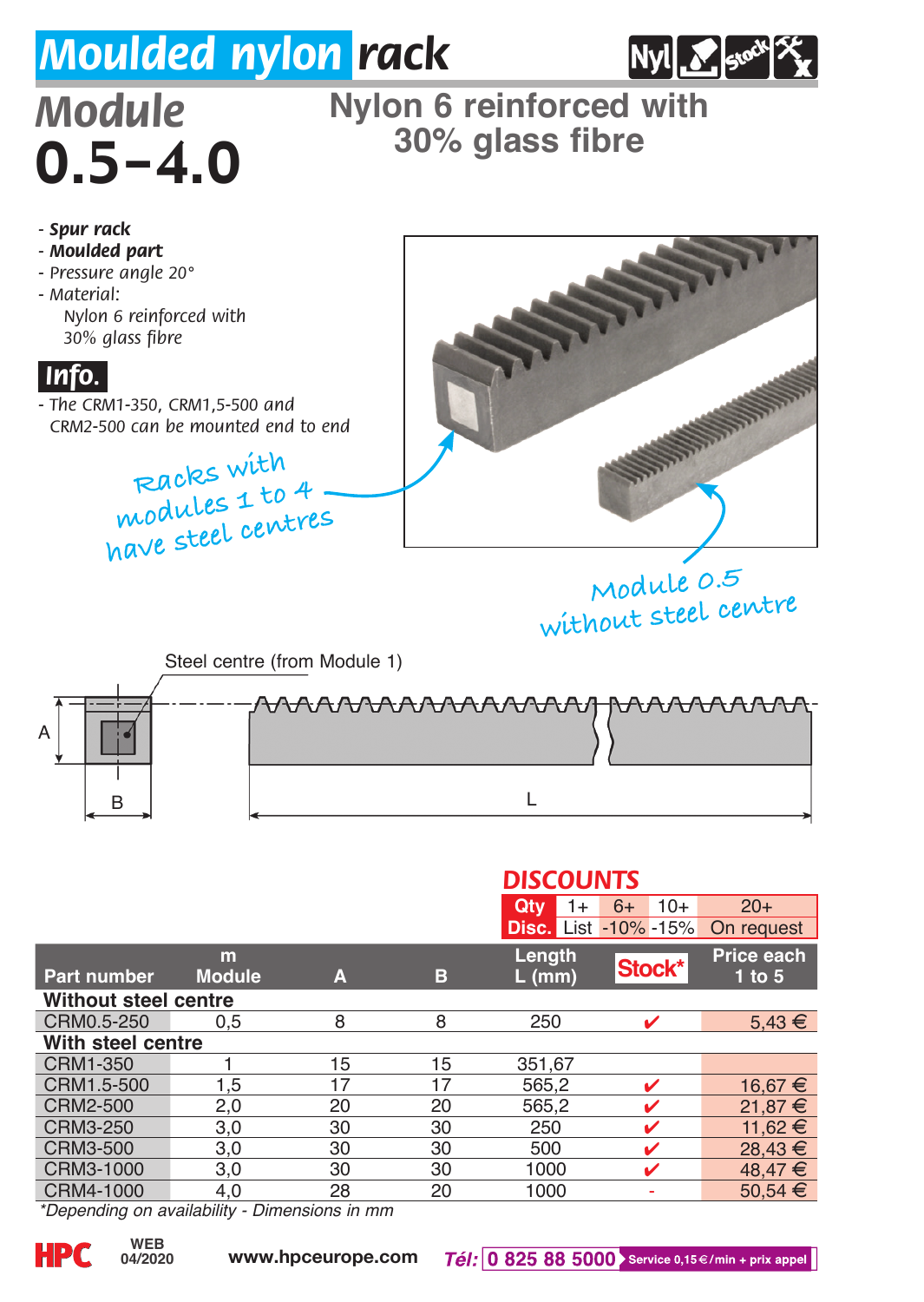# Moulded nylon rack

## Module 0.5-4.0

**Nylon 6 reinforced with 30% glass fibre**

- ***Spur rack***
- ***Moulded part***
- *Pressure angle 20°*
- *Material:*
  *Nylon 6 reinforced with 30% glass fibre*

**Info.**

- *The CRM1-350, CRM1,5-500 and CRM2-500 can be mounted end to end*

Racks with modules 1 to 4 have steel centres

Module 0.5 without steel centre

Steel centre (from Module 1)

A

B

L

**DISCOUNTS**

| Qty | 1+ | 6+ | 10+ | 20+ |
|---|---|---|---|---|
| Disc. | List | -10% | -15% | On request |

| Part number | m Module | A | B | Length L (mm) | Stock* | Price each 1 to 5 |
|---|---|---|---|---|---|---|
| **Without steel centre** | | | | | | |
| CRM0.5-250 | 0,5 | 8 | 8 | 250 | ✔ | 5,43 € |
| **With steel centre** | | | | | | |
| CRM1-350 | 1 | 15 | 15 | 351,67 | | |
| CRM1.5-500 | 1,5 | 17 | 17 | 565,2 | ✔ | 16,67 € |
| CRM2-500 | 2,0 | 20 | 20 | 565,2 | ✔ | 21,87 € |
| CRM3-250 | 3,0 | 30 | 30 | 250 | ✔ | 11,62 € |
| CRM3-500 | 3,0 | 30 | 30 | 500 | ✔ | 28,43 € |
| CRM3-1000 | 3,0 | 30 | 30 | 1000 | ✔ | 48,47 € |
| CRM4-1000 | 4,0 | 28 | 20 | 1000 | - | 50,54 € |

*\*Depending on availability - Dimensions in mm*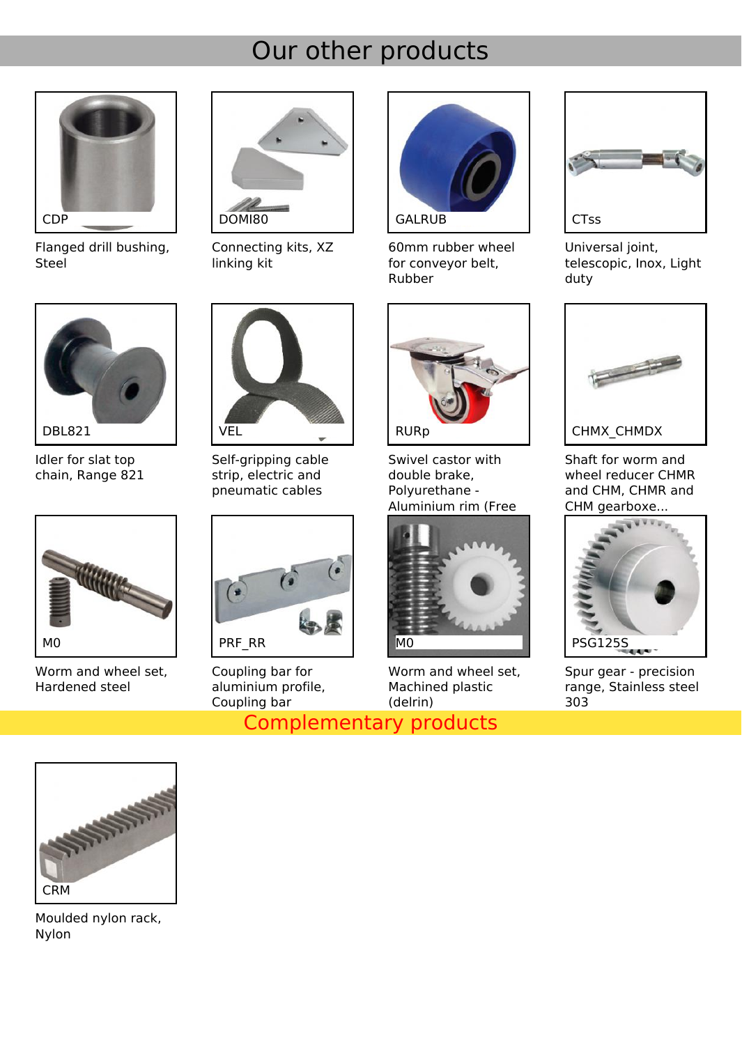# Our other products

CDP

Flanged drill bushing, Steel

DOMI80

Connecting kits, XZ linking kit

GALRUB

60mm rubber wheel for conveyor belt, Rubber

CTss

Universal joint, telescopic, Inox, Light duty

DBL821

Idler for slat top chain, Range 821

VEL

Self-gripping cable strip, electric and pneumatic cables

RURp

Swivel castor with double brake, Polyurethane - Aluminium rim (Free

CHMX_CHMDX

Shaft for worm and wheel reducer CHMR and CHM, CHMR and CHM gearboxe...

M0

Worm and wheel set, Hardened steel

PRF_RR

Coupling bar for aluminium profile, Coupling bar

M0

Worm and wheel set, Machined plastic (delrin)

PSG125S

Spur gear - precision range, Stainless steel 303

# Complementary products

CRM

Moulded nylon rack, Nylon